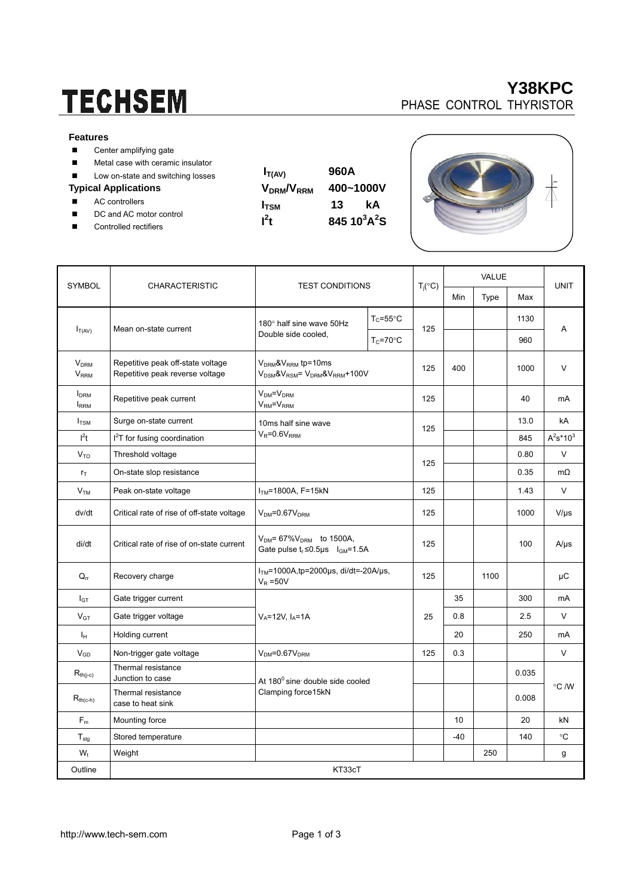# TECHSEM

## Y38KPC

PHASE CONTROL THYRISTOR

**Features**

- Center amplifying gate
- Metal case with ceramic insulator
- Low on-state and switching losses

**Typical Applications**

- AC controllers
- DC and AC motor control
- Controlled rectifiers

| | |
|---|---|
| $I_{T(AV)}$ | 960A |
| $V_{DRM}/V_{RRM}$ | 400~1000V |
| $I_{TSM}$ | 13 kA |
| $I^2t$ | 845 $10^3A^2S$ |

| SYMBOL | CHARACTERISTIC | TEST CONDITIONS | | $T_j$(°C) | VALUE | | | UNIT |
|---|---|---|---|---|---|---|---|---|
| | | | | | Min | Type | Max | |
| $I_{T(AV)}$ | Mean on-state current | 180° half sine wave 50Hz Double side cooled, | $T_C$=55°C | 125 | | | 1130 | A |
| | | | $T_C$=70°C | | | | 960 | |
| $V_{DRM}$ $V_{RRM}$ | Repetitive peak off-state voltage Repetitive peak reverse voltage | $V_{DRM}$&$V_{RRM}$ tp=10ms $V_{DSM}$&$V_{RSM}$= $V_{DRM}$&$V_{RRM}$+100V | | 125 | 400 | | 1000 | V |
| $I_{DRM}$ $I_{RRM}$ | Repetitive peak current | $V_{DM}$=$V_{DRM}$ $V_{RM}$=$V_{RRM}$ | | 125 | | | 40 | mA |
| $I_{TSM}$ | Surge on-state current | 10ms half sine wave $V_R$=0.6$V_{RRM}$ | | 125 | | | 13.0 | kA |
| $I^2t$ | $I^2T$ for fusing coordination | | | | | | 845 | $A^2s*10^3$ |
| $V_{TO}$ | Threshold voltage | | | 125 | | | 0.80 | V |
| $r_T$ | On-state slop resistance | | | | | | 0.35 | mΩ |
| $V_{TM}$ | Peak on-state voltage | $I_{TM}$=1800A, F=15kN | | 125 | | | 1.43 | V |
| dv/dt | Critical rate of rise of off-state voltage | $V_{DM}$=0.67$V_{DRM}$ | | 125 | | | 1000 | V/μs |
| di/dt | Critical rate of rise of on-state current | $V_{DM}$= 67%$V_{DRM}$ to 1500A, Gate pulse $t_r$≤0.5μs $I_{GM}$=1.5A | | 125 | | | 100 | A/μs |
| $Q_{rr}$ | Recovery charge | $I_{TM}$=1000A,tp=2000μs, di/dt=-20A/μs, $V_R$ =50V | | 125 | | 1100 | | μC |
| $I_{GT}$ | Gate trigger current | $V_A$=12V, $I_A$=1A | | 25 | 35 | | 300 | mA |
| $V_{GT}$ | Gate trigger voltage | | | | 0.8 | | 2.5 | V |
| $I_H$ | Holding current | | | | 20 | | 250 | mA |
| $V_{GD}$ | Non-trigger gate voltage | $V_{DM}$=0.67$V_{DRM}$ | | 125 | 0.3 | | | V |
| $R_{th(j-c)}$ | Thermal resistance Junction to case | At $180^0$ sine double side cooled Clamping force15kN | | | | | 0.035 | °C /W |
| $R_{th(c-h)}$ | Thermal resistance case to heat sink | | | | | | 0.008 | |
| $F_m$ | Mounting force | | | | 10 | | 20 | kN |
| $T_{stg}$ | Stored temperature | | | | -40 | | 140 | °C |
| $W_t$ | Weight | | | | | 250 | | g |
| Outline | KT33cT | | | | | | | |

http://www.tech-sem.com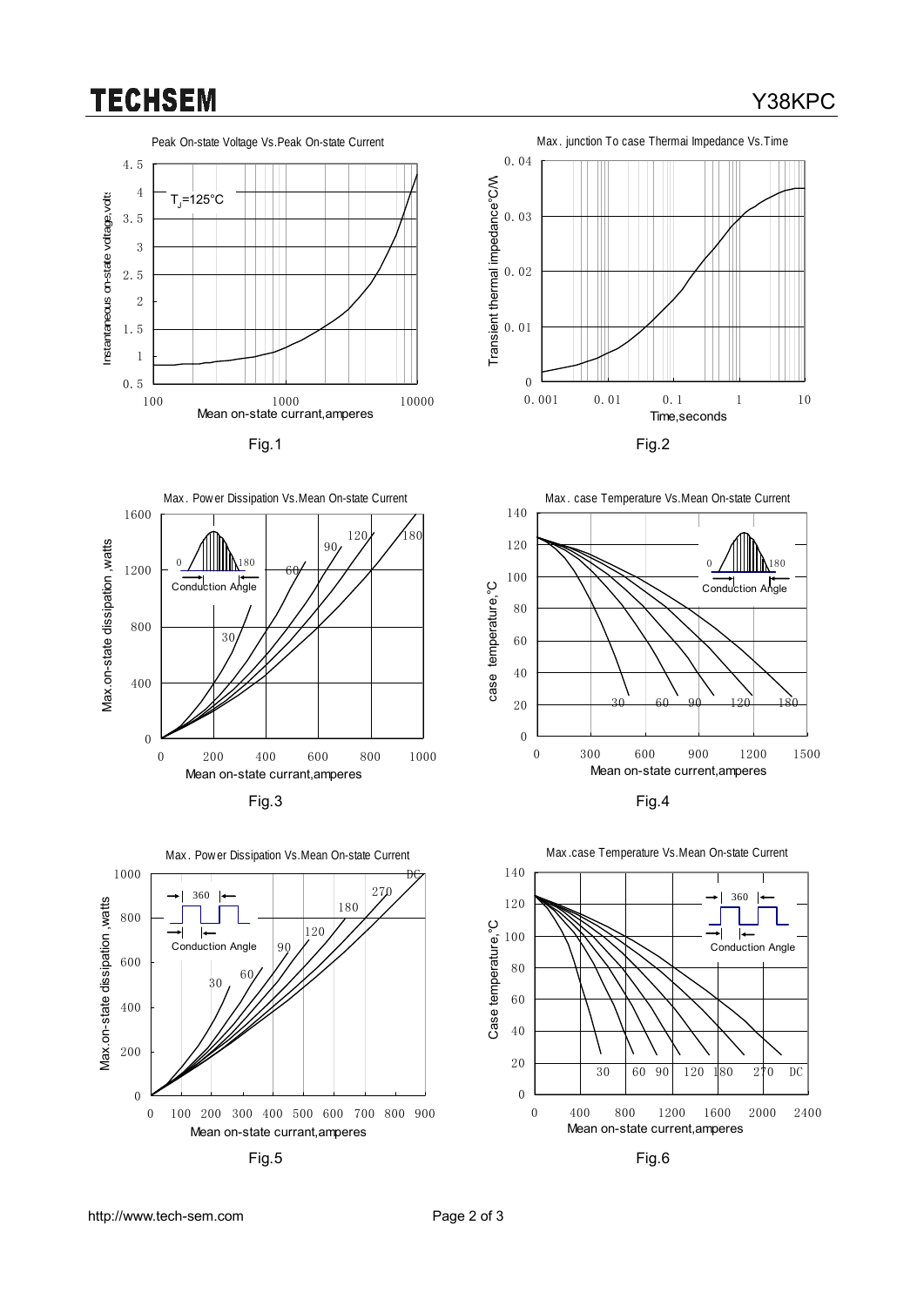Peak On-state Voltage Vs.Peak On-state Current

$T_J$=125°C

Instantaneous on-state voltage,volts

Mean on-state currant,amperes

Fig.1

Max. junction To case Thermai Impedance Vs.Time

Transient thermal impedance°C/W

Time,seconds

Fig.2

Max. Power Dissipation Vs.Mean On-state Current

Conduction Angle

Max.on-state dissipation ,watts

Mean on-state currant,amperes

Fig.3

Max. case Temperature Vs.Mean On-state Current

Conduction Angle

case temperature,°C

Mean on-state current,amperes

Fig.4

Max. Power Dissipation Vs.Mean On-state Current

Conduction Angle

Max.on-state dissipation ,watts

Mean on-state currant,amperes

Fig.5

Max.case Temperature Vs.Mean On-state Current

Conduction Angle

Case temperature,°C

Mean on-state current,amperes

Fig.6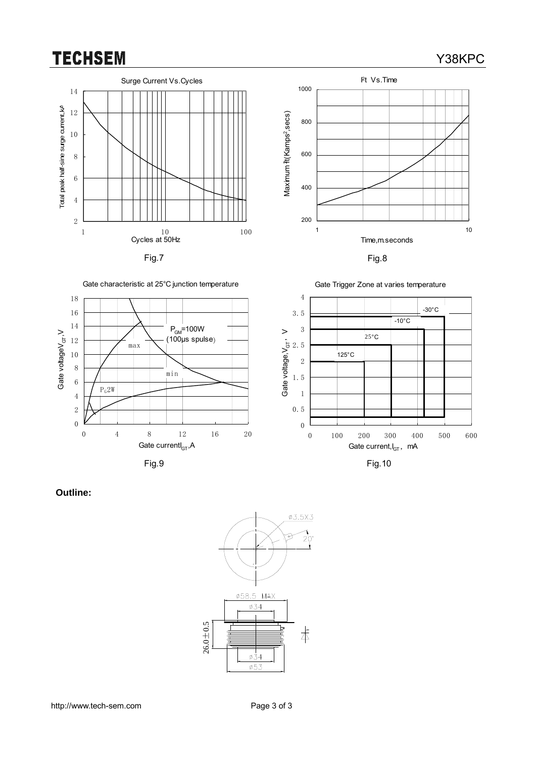Surge Current Vs.Cycles

Total peak half-sine surge current, kA

14
12
10
8
6
4
2

1
10
100

Cycles at 50Hz

Fig.7

$I^2t$ Vs.Time

Maximum $I^2t$(Kamps²,secs)

1000
800
600
400
200

1
10

Time,m.seconds

Fig.8

Gate characteristic at 25°C junction temperature

Gate voltage$V_{GT}$, V

18
16
14
12
10
8
6
4
2
0

0
4
8
12
16
20

Gate current$I_{GT}$,A

$P_{GM}$=100W
(100μs spulse)

max

min

$P_G$2W

Fig.9

Gate Trigger Zone at varies temperature

Gate voltage,$V_{GT}$, V

4
3.5
3
2.5
2
1.5
1
0.5
0

0
100
200
300
400
500
600

Gate current,$I_{GT}$, mA

-30°C
-10°C
25°C
125°C

Fig.10

**Outline:**

ø3.5X3

20°

ø58.5 MAX

ø34

26.0±0.5

ø34

ø53